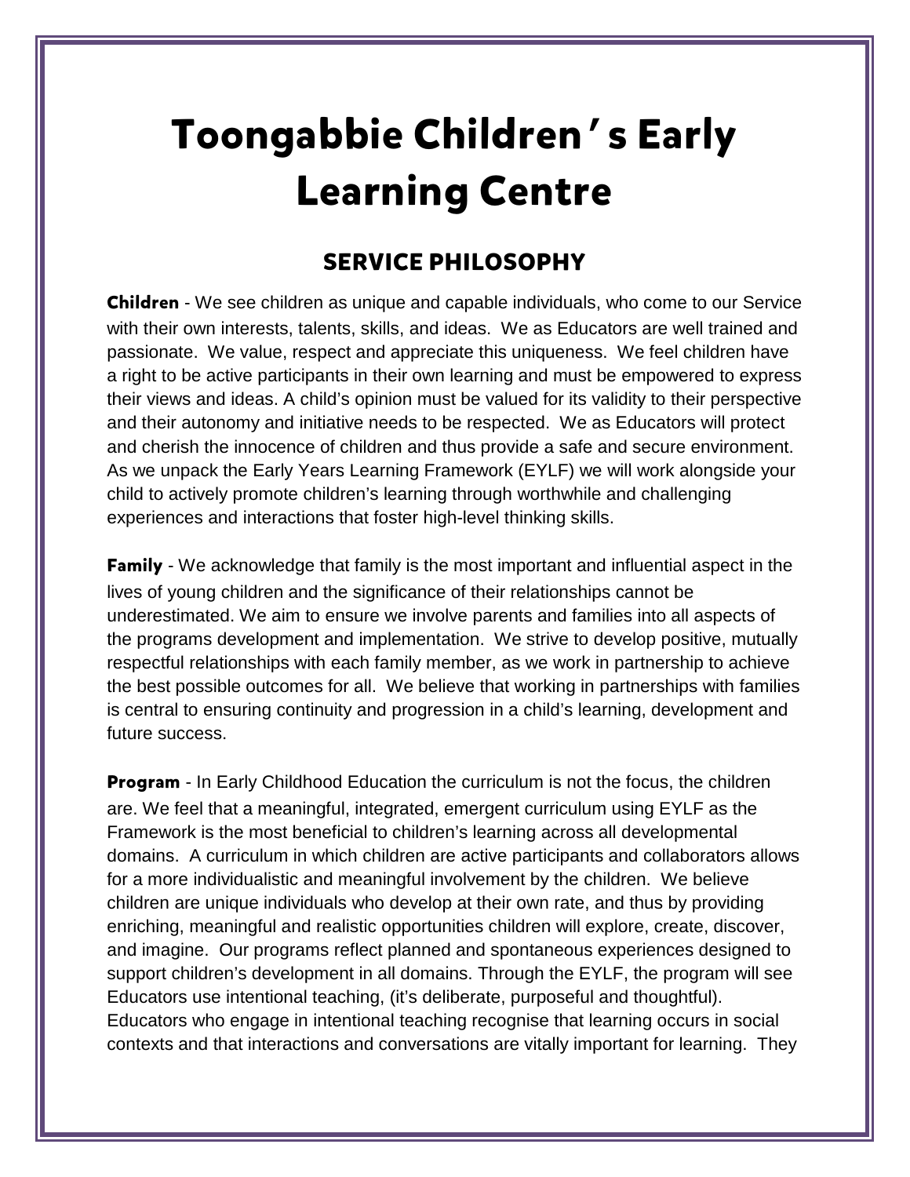# Toongabbie Children's Early Learning Centre

## SERVICE PHILOSOPHY

**Children** - We see children as unique and capable individuals, who come to our Service with their own interests, talents, skills, and ideas. We as Educators are well trained and passionate. We value, respect and appreciate this uniqueness. We feel children have a right to be active participants in their own learning and must be empowered to express their views and ideas. A child's opinion must be valued for its validity to their perspective and their autonomy and initiative needs to be respected. We as Educators will protect and cherish the innocence of children and thus provide a safe and secure environment. As we unpack the Early Years Learning Framework (EYLF) we will work alongside your child to actively promote children's learning through worthwhile and challenging experiences and interactions that foster high-level thinking skills.

**Family** - We acknowledge that family is the most important and influential aspect in the lives of young children and the significance of their relationships cannot be underestimated. We aim to ensure we involve parents and families into all aspects of the programs development and implementation. We strive to develop positive, mutually respectful relationships with each family member, as we work in partnership to achieve the best possible outcomes for all. We believe that working in partnerships with families is central to ensuring continuity and progression in a child's learning, development and future success.

**Program** - In Early Childhood Education the curriculum is not the focus, the children are. We feel that a meaningful, integrated, emergent curriculum using EYLF as the Framework is the most beneficial to children's learning across all developmental domains. A curriculum in which children are active participants and collaborators allows for a more individualistic and meaningful involvement by the children. We believe children are unique individuals who develop at their own rate, and thus by providing enriching, meaningful and realistic opportunities children will explore, create, discover, and imagine. Our programs reflect planned and spontaneous experiences designed to support children's development in all domains. Through the EYLF, the program will see Educators use intentional teaching, (it's deliberate, purposeful and thoughtful). Educators who engage in intentional teaching recognise that learning occurs in social contexts and that interactions and conversations are vitally important for learning. They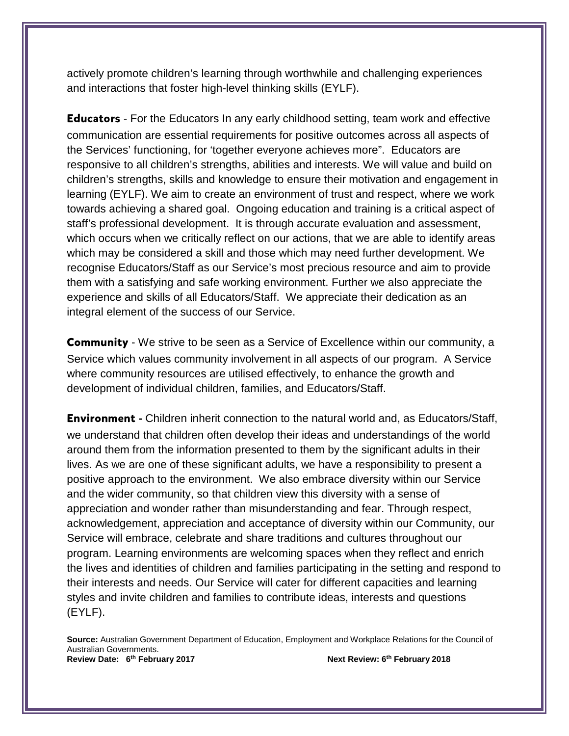actively promote children's learning through worthwhile and challenging experiences and interactions that foster high-level thinking skills (EYLF).

**Educators** - For the Educators In any early childhood setting, team work and effective communication are essential requirements for positive outcomes across all aspects of the Services' functioning, for 'together everyone achieves more". Educators are responsive to all children's strengths, abilities and interests. We will value and build on children's strengths, skills and knowledge to ensure their motivation and engagement in learning (EYLF). We aim to create an environment of trust and respect, where we work towards achieving a shared goal. Ongoing education and training is a critical aspect of staff's professional development. It is through accurate evaluation and assessment, which occurs when we critically reflect on our actions, that we are able to identify areas which may be considered a skill and those which may need further development. We recognise Educators/Staff as our Service's most precious resource and aim to provide them with a satisfying and safe working environment. Further we also appreciate the experience and skills of all Educators/Staff. We appreciate their dedication as an integral element of the success of our Service.

**Community** - We strive to be seen as a Service of Excellence within our community, a Service which values community involvement in all aspects of our program. A Service where community resources are utilised effectively, to enhance the growth and development of individual children, families, and Educators/Staff.

**Environment -** Children inherit connection to the natural world and, as Educators/Staff, we understand that children often develop their ideas and understandings of the world around them from the information presented to them by the significant adults in their lives. As we are one of these significant adults, we have a responsibility to present a positive approach to the environment. We also embrace diversity within our Service and the wider community, so that children view this diversity with a sense of appreciation and wonder rather than misunderstanding and fear. Through respect, acknowledgement, appreciation and acceptance of diversity within our Community, our Service will embrace, celebrate and share traditions and cultures throughout our program. Learning environments are welcoming spaces when they reflect and enrich the lives and identities of children and families participating in the setting and respond to their interests and needs. Our Service will cater for different capacities and learning styles and invite children and families to contribute ideas, interests and questions (EYLF).

**Source:** Australian Government Department of Education, Employment and Workplace Relations for the Council of Australian Governments.

**Review Date: 6th February 2017** **Next Review: 6th February 2018**